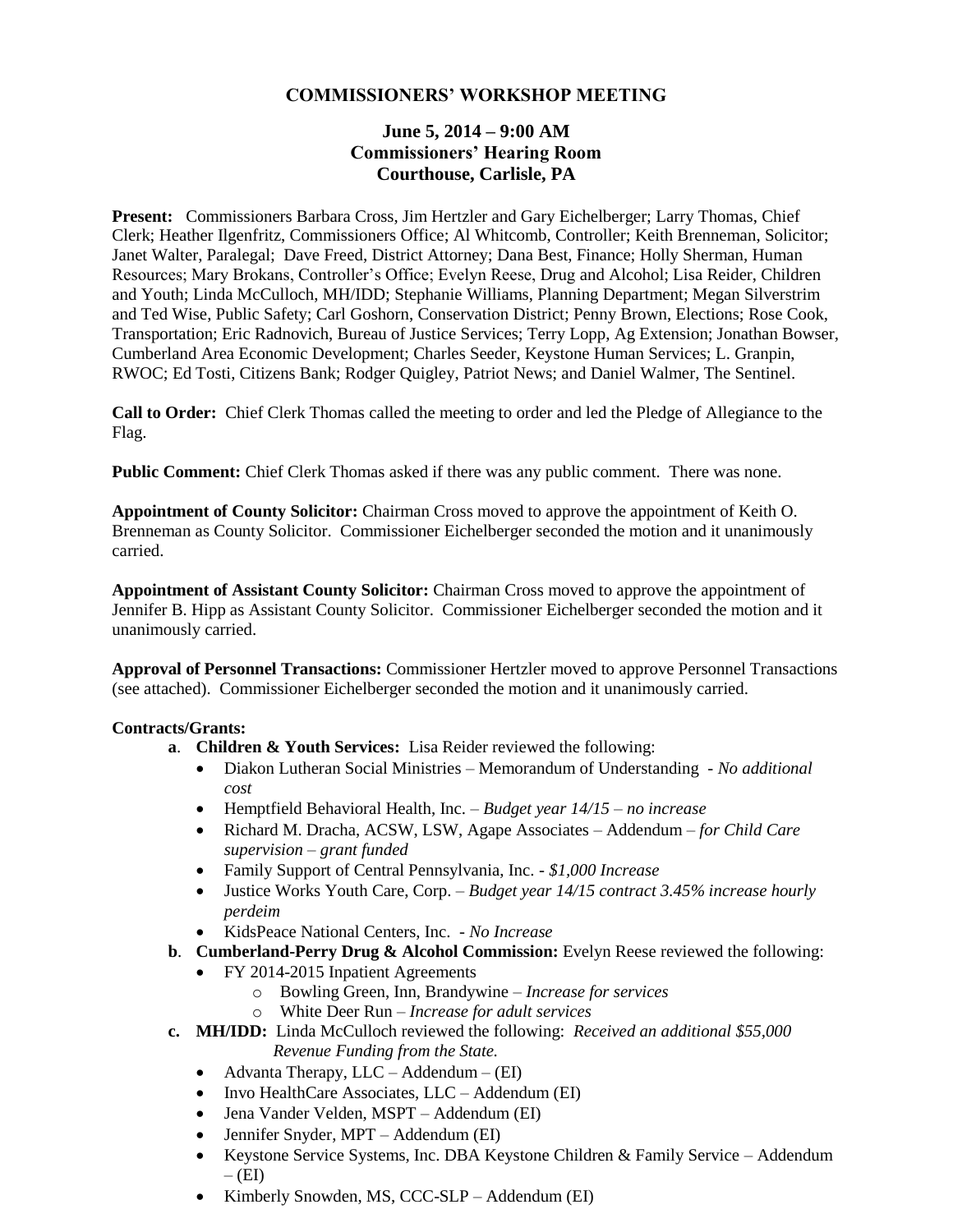# COMMISSIONERS' WORKSHOP MEETING

## June 5, 2014 – 9:00 AM
## Commissioners' Hearing Room
## Courthouse, Carlisle, PA

**Present:** Commissioners Barbara Cross, Jim Hertzler and Gary Eichelberger; Larry Thomas, Chief Clerk; Heather Ilgenfritz, Commissioners Office; Al Whitcomb, Controller; Keith Brenneman, Solicitor; Janet Walter, Paralegal; Dave Freed, District Attorney; Dana Best, Finance; Holly Sherman, Human Resources; Mary Brokans, Controller's Office; Evelyn Reese, Drug and Alcohol; Lisa Reider, Children and Youth; Linda McCulloch, MH/IDD; Stephanie Williams, Planning Department; Megan Silverstrim and Ted Wise, Public Safety; Carl Goshorn, Conservation District; Penny Brown, Elections; Rose Cook, Transportation; Eric Radnovich, Bureau of Justice Services; Terry Lopp, Ag Extension; Jonathan Bowser, Cumberland Area Economic Development; Charles Seeder, Keystone Human Services; L. Granpin, RWOC; Ed Tosti, Citizens Bank; Rodger Quigley, Patriot News; and Daniel Walmer, The Sentinel.

**Call to Order:** Chief Clerk Thomas called the meeting to order and led the Pledge of Allegiance to the Flag.

**Public Comment:** Chief Clerk Thomas asked if there was any public comment. There was none.

**Appointment of County Solicitor:** Chairman Cross moved to approve the appointment of Keith O. Brenneman as County Solicitor. Commissioner Eichelberger seconded the motion and it unanimously carried.

**Appointment of Assistant County Solicitor:** Chairman Cross moved to approve the appointment of Jennifer B. Hipp as Assistant County Solicitor. Commissioner Eichelberger seconded the motion and it unanimously carried.

**Approval of Personnel Transactions:** Commissioner Hertzler moved to approve Personnel Transactions (see attached). Commissioner Eichelberger seconded the motion and it unanimously carried.

**Contracts/Grants:**

- **a**. **Children & Youth Services:** Lisa Reider reviewed the following:
  - Diakon Lutheran Social Ministries – Memorandum of Understanding - *No additional cost*
  - Hemptfield Behavioral Health, Inc. – *Budget year 14/15 – no increase*
  - Richard M. Dracha, ACSW, LSW, Agape Associates – Addendum – *for Child Care supervision – grant funded*
  - Family Support of Central Pennsylvania, Inc. - *$1,000 Increase*
  - Justice Works Youth Care, Corp. – *Budget year 14/15 contract 3.45% increase hourly perdeim*
  - KidsPeace National Centers, Inc. - *No Increase*
- **b**. **Cumberland-Perry Drug & Alcohol Commission:** Evelyn Reese reviewed the following:
  - FY 2014-2015 Inpatient Agreements
    - Bowling Green, Inn, Brandywine – *Increase for services*
    - White Deer Run – *Increase for adult services*
- **c. MH/IDD:** Linda McCulloch reviewed the following: *Received an additional $55,000 Revenue Funding from the State.*
  - Advanta Therapy, LLC – Addendum – (EI)
  - Invo HealthCare Associates, LLC – Addendum (EI)
  - Jena Vander Velden, MSPT – Addendum (EI)
  - Jennifer Snyder, MPT – Addendum (EI)
  - Keystone Service Systems, Inc. DBA Keystone Children & Family Service – Addendum – (EI)
  - Kimberly Snowden, MS, CCC-SLP – Addendum (EI)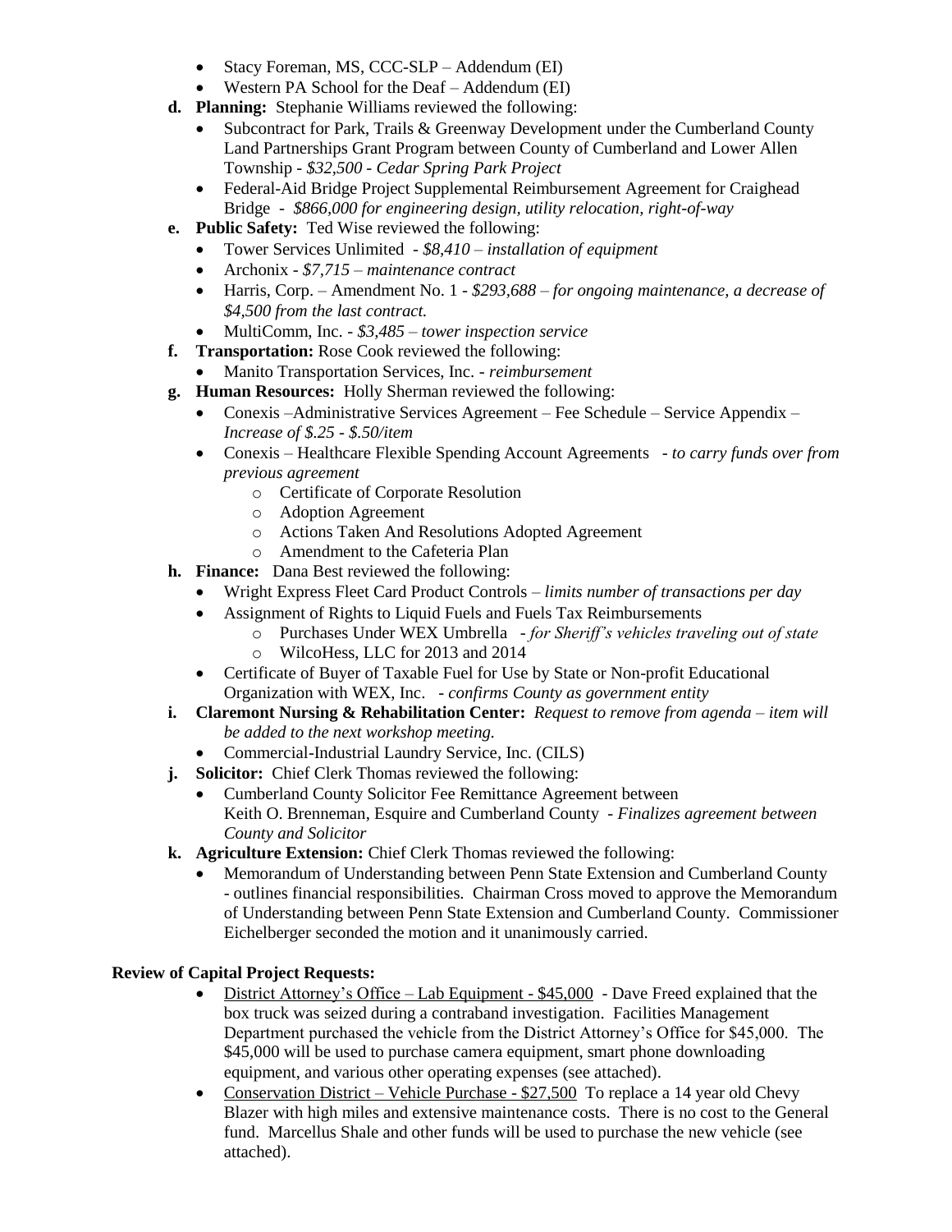- Stacy Foreman, MS, CCC-SLP – Addendum (EI)
- Western PA School for the Deaf – Addendum (EI)

**d. Planning:** Stephanie Williams reviewed the following:

- Subcontract for Park, Trails & Greenway Development under the Cumberland County Land Partnerships Grant Program between County of Cumberland and Lower Allen Township - *$32,500 - Cedar Spring Park Project*
- Federal-Aid Bridge Project Supplemental Reimbursement Agreement for Craighead Bridge - *$866,000 for engineering design, utility relocation, right-of-way*

**e. Public Safety:** Ted Wise reviewed the following:

- Tower Services Unlimited - *$8,410 – installation of equipment*
- Archonix - *$7,715 – maintenance contract*
- Harris, Corp. – Amendment No. 1 - *$293,688 – for ongoing maintenance, a decrease of $4,500 from the last contract.*
- MultiComm, Inc. - *$3,485 – tower inspection service*

**f. Transportation:** Rose Cook reviewed the following:

- Manito Transportation Services, Inc. - *reimbursement*

**g. Human Resources:** Holly Sherman reviewed the following:

- Conexis –Administrative Services Agreement – Fee Schedule – Service Appendix – *Increase of $.25 - $.50/item*
- Conexis – Healthcare Flexible Spending Account Agreements - *to carry funds over from previous agreement*
  - Certificate of Corporate Resolution
  - Adoption Agreement
  - Actions Taken And Resolutions Adopted Agreement
  - Amendment to the Cafeteria Plan

**h. Finance:** Dana Best reviewed the following:

- Wright Express Fleet Card Product Controls – *limits number of transactions per day*
- Assignment of Rights to Liquid Fuels and Fuels Tax Reimbursements
  - Purchases Under WEX Umbrella - *for Sheriff's vehicles traveling out of state*
  - WilcoHess, LLC for 2013 and 2014
- Certificate of Buyer of Taxable Fuel for Use by State or Non-profit Educational Organization with WEX, Inc. - *confirms County as government entity*

**i. Claremont Nursing & Rehabilitation Center:** *Request to remove from agenda – item will be added to the next workshop meeting.*

- Commercial-Industrial Laundry Service, Inc. (CILS)

**j. Solicitor:** Chief Clerk Thomas reviewed the following:

- Cumberland County Solicitor Fee Remittance Agreement between Keith O. Brenneman, Esquire and Cumberland County - *Finalizes agreement between County and Solicitor*

**k. Agriculture Extension:** Chief Clerk Thomas reviewed the following:

- Memorandum of Understanding between Penn State Extension and Cumberland County - outlines financial responsibilities. Chairman Cross moved to approve the Memorandum of Understanding between Penn State Extension and Cumberland County. Commissioner Eichelberger seconded the motion and it unanimously carried.

**Review of Capital Project Requests:**

- District Attorney's Office – Lab Equipment - $45,000 - Dave Freed explained that the box truck was seized during a contraband investigation. Facilities Management Department purchased the vehicle from the District Attorney's Office for $45,000. The $45,000 will be used to purchase camera equipment, smart phone downloading equipment, and various other operating expenses (see attached).
- Conservation District – Vehicle Purchase - $27,500 To replace a 14 year old Chevy Blazer with high miles and extensive maintenance costs. There is no cost to the General fund. Marcellus Shale and other funds will be used to purchase the new vehicle (see attached).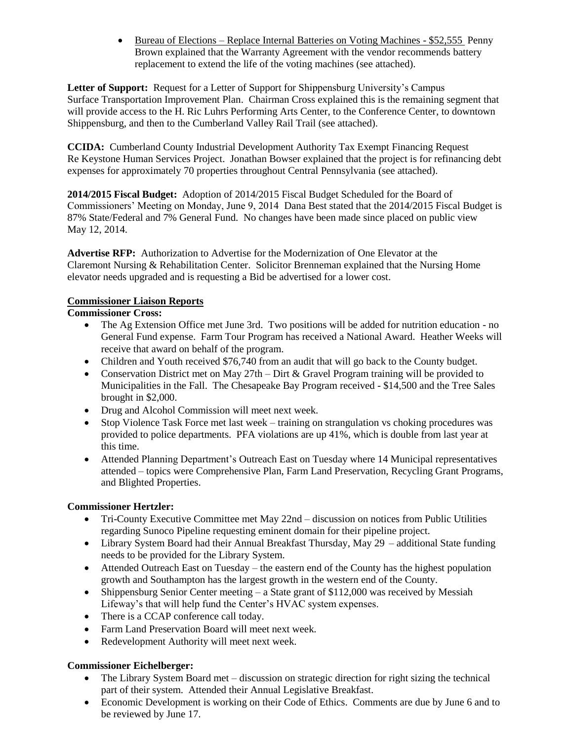- Bureau of Elections – Replace Internal Batteries on Voting Machines - $52,555 Penny Brown explained that the Warranty Agreement with the vendor recommends battery replacement to extend the life of the voting machines (see attached).

**Letter of Support:** Request for a Letter of Support for Shippensburg University's Campus Surface Transportation Improvement Plan. Chairman Cross explained this is the remaining segment that will provide access to the H. Ric Luhrs Performing Arts Center, to the Conference Center, to downtown Shippensburg, and then to the Cumberland Valley Rail Trail (see attached).

**CCIDA:** Cumberland County Industrial Development Authority Tax Exempt Financing Request Re Keystone Human Services Project. Jonathan Bowser explained that the project is for refinancing debt expenses for approximately 70 properties throughout Central Pennsylvania (see attached).

**2014/2015 Fiscal Budget:** Adoption of 2014/2015 Fiscal Budget Scheduled for the Board of Commissioners' Meeting on Monday, June 9, 2014 Dana Best stated that the 2014/2015 Fiscal Budget is 87% State/Federal and 7% General Fund. No changes have been made since placed on public view May 12, 2014.

**Advertise RFP:** Authorization to Advertise for the Modernization of One Elevator at the Claremont Nursing & Rehabilitation Center. Solicitor Brenneman explained that the Nursing Home elevator needs upgraded and is requesting a Bid be advertised for a lower cost.

**Commissioner Liaison Reports**

**Commissioner Cross:**

- The Ag Extension Office met June 3rd. Two positions will be added for nutrition education - no General Fund expense. Farm Tour Program has received a National Award. Heather Weeks will receive that award on behalf of the program.
- Children and Youth received $76,740 from an audit that will go back to the County budget.
- Conservation District met on May 27th – Dirt & Gravel Program training will be provided to Municipalities in the Fall. The Chesapeake Bay Program received - $14,500 and the Tree Sales brought in $2,000.
- Drug and Alcohol Commission will meet next week.
- Stop Violence Task Force met last week – training on strangulation vs choking procedures was provided to police departments. PFA violations are up 41%, which is double from last year at this time.
- Attended Planning Department's Outreach East on Tuesday where 14 Municipal representatives attended – topics were Comprehensive Plan, Farm Land Preservation, Recycling Grant Programs, and Blighted Properties.

**Commissioner Hertzler:**

- Tri-County Executive Committee met May 22nd – discussion on notices from Public Utilities regarding Sunoco Pipeline requesting eminent domain for their pipeline project.
- Library System Board had their Annual Breakfast Thursday, May 29 – additional State funding needs to be provided for the Library System.
- Attended Outreach East on Tuesday – the eastern end of the County has the highest population growth and Southampton has the largest growth in the western end of the County.
- Shippensburg Senior Center meeting – a State grant of $112,000 was received by Messiah Lifeway's that will help fund the Center's HVAC system expenses.
- There is a CCAP conference call today.
- Farm Land Preservation Board will meet next week.
- Redevelopment Authority will meet next week.

**Commissioner Eichelberger:**

- The Library System Board met – discussion on strategic direction for right sizing the technical part of their system. Attended their Annual Legislative Breakfast.
- Economic Development is working on their Code of Ethics. Comments are due by June 6 and to be reviewed by June 17.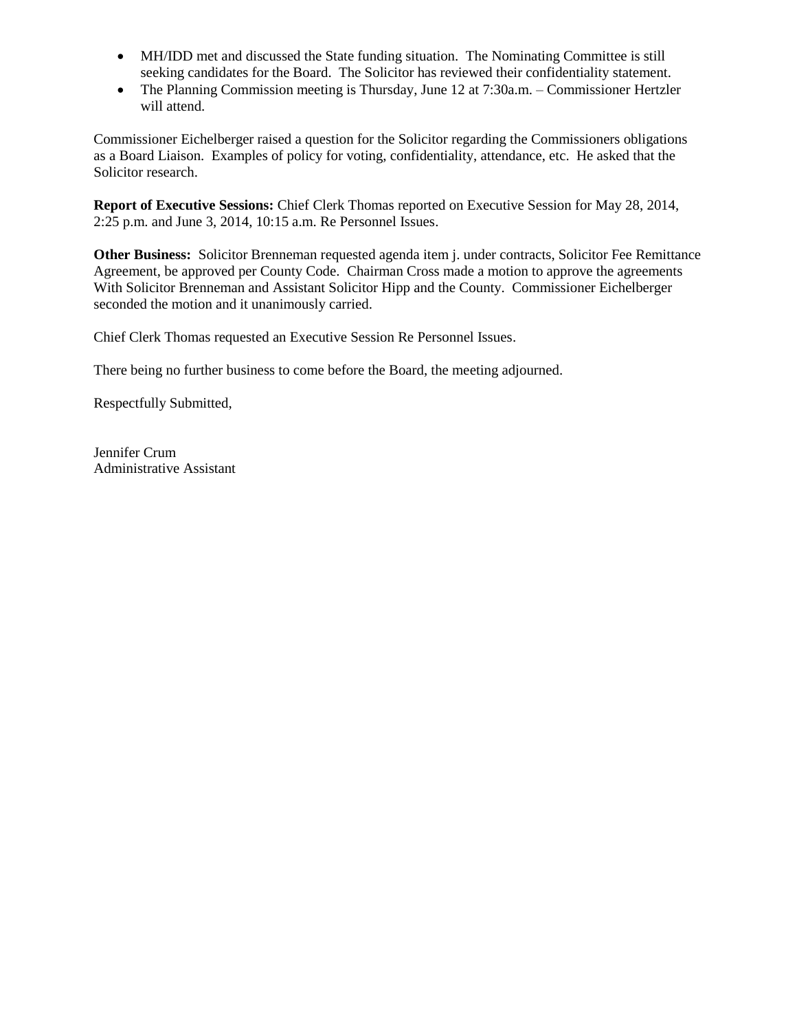- MH/IDD met and discussed the State funding situation. The Nominating Committee is still seeking candidates for the Board. The Solicitor has reviewed their confidentiality statement.
- The Planning Commission meeting is Thursday, June 12 at 7:30a.m. – Commissioner Hertzler will attend.

Commissioner Eichelberger raised a question for the Solicitor regarding the Commissioners obligations as a Board Liaison. Examples of policy for voting, confidentiality, attendance, etc. He asked that the Solicitor research.

**Report of Executive Sessions:** Chief Clerk Thomas reported on Executive Session for May 28, 2014, 2:25 p.m. and June 3, 2014, 10:15 a.m. Re Personnel Issues.

**Other Business:** Solicitor Brenneman requested agenda item j. under contracts, Solicitor Fee Remittance Agreement, be approved per County Code. Chairman Cross made a motion to approve the agreements With Solicitor Brenneman and Assistant Solicitor Hipp and the County. Commissioner Eichelberger seconded the motion and it unanimously carried.

Chief Clerk Thomas requested an Executive Session Re Personnel Issues.

There being no further business to come before the Board, the meeting adjourned.

Respectfully Submitted,

Jennifer Crum
Administrative Assistant